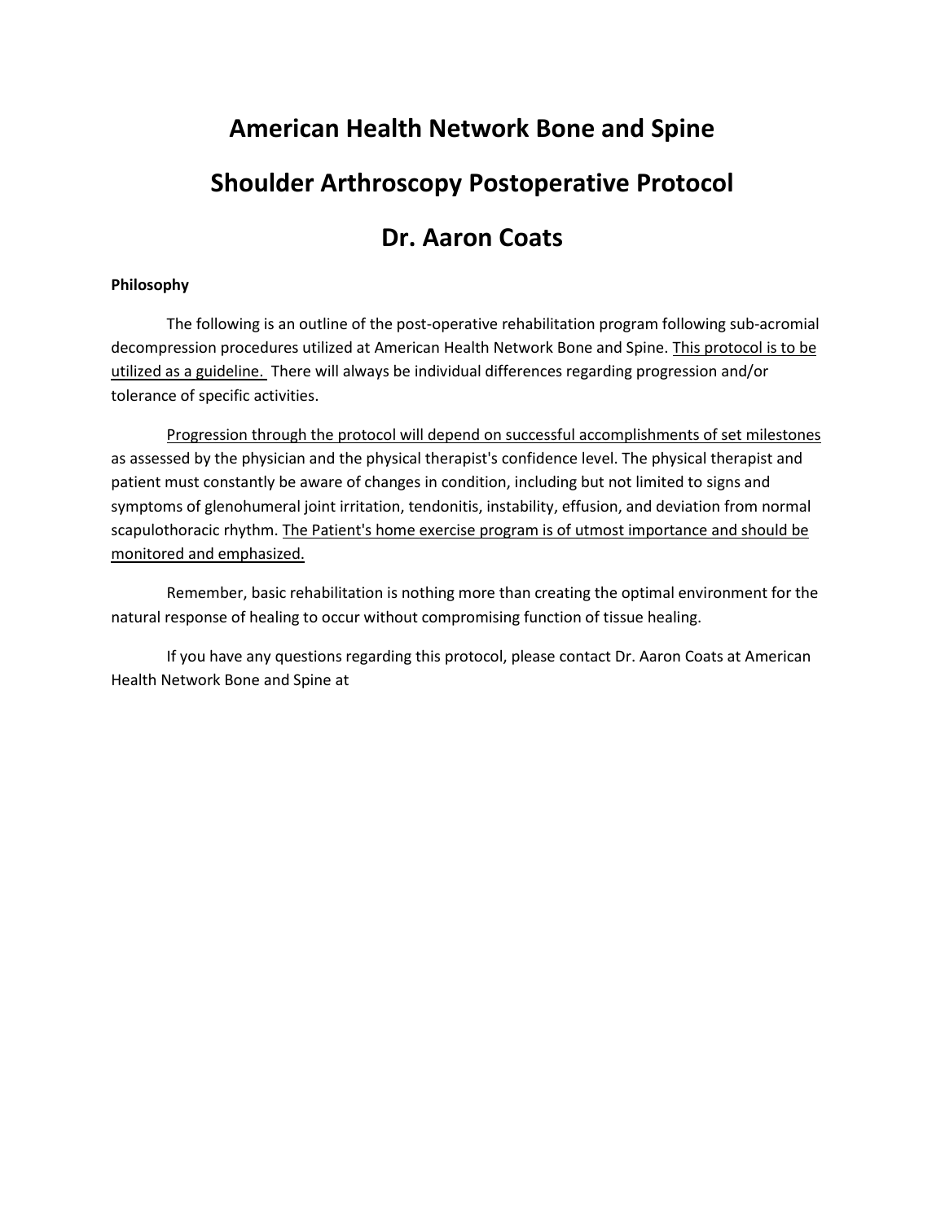# American Health Network Bone and Spine

# Shoulder Arthroscopy Postoperative Protocol

# Dr. Aaron Coats

**Philosophy**

The following is an outline of the post-operative rehabilitation program following sub-acromial decompression procedures utilized at American Health Network Bone and Spine. <u>This protocol is to be utilized as a guideline.</u> There will always be individual differences regarding progression and/or tolerance of specific activities.

<u>Progression through the protocol will depend on successful accomplishments of set milestones</u> as assessed by the physician and the physical therapist's confidence level. The physical therapist and patient must constantly be aware of changes in condition, including but not limited to signs and symptoms of glenohumeral joint irritation, tendonitis, instability, effusion, and deviation from normal scapulothoracic rhythm. <u>The Patient's home exercise program is of utmost importance and should be monitored and emphasized.</u>

Remember, basic rehabilitation is nothing more than creating the optimal environment for the natural response of healing to occur without compromising function of tissue healing.

If you have any questions regarding this protocol, please contact Dr. Aaron Coats at American Health Network Bone and Spine at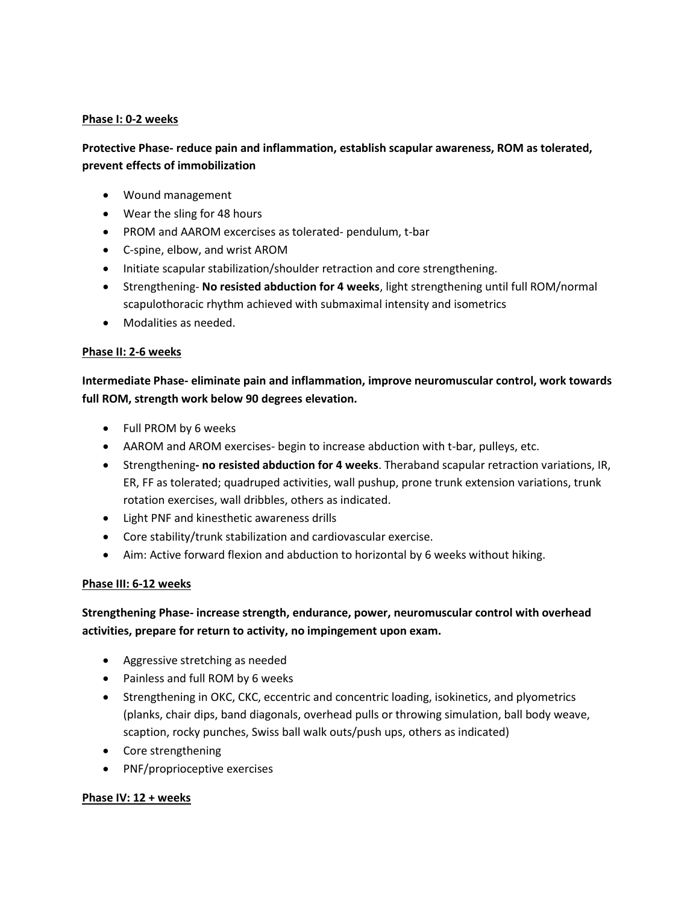**Phase I: 0-2 weeks**

**Protective Phase- reduce pain and inflammation, establish scapular awareness, ROM as tolerated, prevent effects of immobilization**

- Wound management
- Wear the sling for 48 hours
- PROM and AAROM excercises as tolerated- pendulum, t-bar
- C-spine, elbow, and wrist AROM
- Initiate scapular stabilization/shoulder retraction and core strengthening.
- Strengthening- **No resisted abduction for 4 weeks**, light strengthening until full ROM/normal scapulothoracic rhythm achieved with submaximal intensity and isometrics
- Modalities as needed.

**Phase II: 2-6 weeks**

**Intermediate Phase- eliminate pain and inflammation, improve neuromuscular control, work towards full ROM, strength work below 90 degrees elevation.**

- Full PROM by 6 weeks
- AAROM and AROM exercises- begin to increase abduction with t-bar, pulleys, etc.
- Strengthening**- no resisted abduction for 4 weeks**. Theraband scapular retraction variations, IR, ER, FF as tolerated; quadruped activities, wall pushup, prone trunk extension variations, trunk rotation exercises, wall dribbles, others as indicated.
- Light PNF and kinesthetic awareness drills
- Core stability/trunk stabilization and cardiovascular exercise.
- Aim: Active forward flexion and abduction to horizontal by 6 weeks without hiking.

**Phase III: 6-12 weeks**

**Strengthening Phase- increase strength, endurance, power, neuromuscular control with overhead activities, prepare for return to activity, no impingement upon exam.**

- Aggressive stretching as needed
- Painless and full ROM by 6 weeks
- Strengthening in OKC, CKC, eccentric and concentric loading, isokinetics, and plyometrics (planks, chair dips, band diagonals, overhead pulls or throwing simulation, ball body weave, scaption, rocky punches, Swiss ball walk outs/push ups, others as indicated)
- Core strengthening
- PNF/proprioceptive exercises

**Phase IV: 12 + weeks**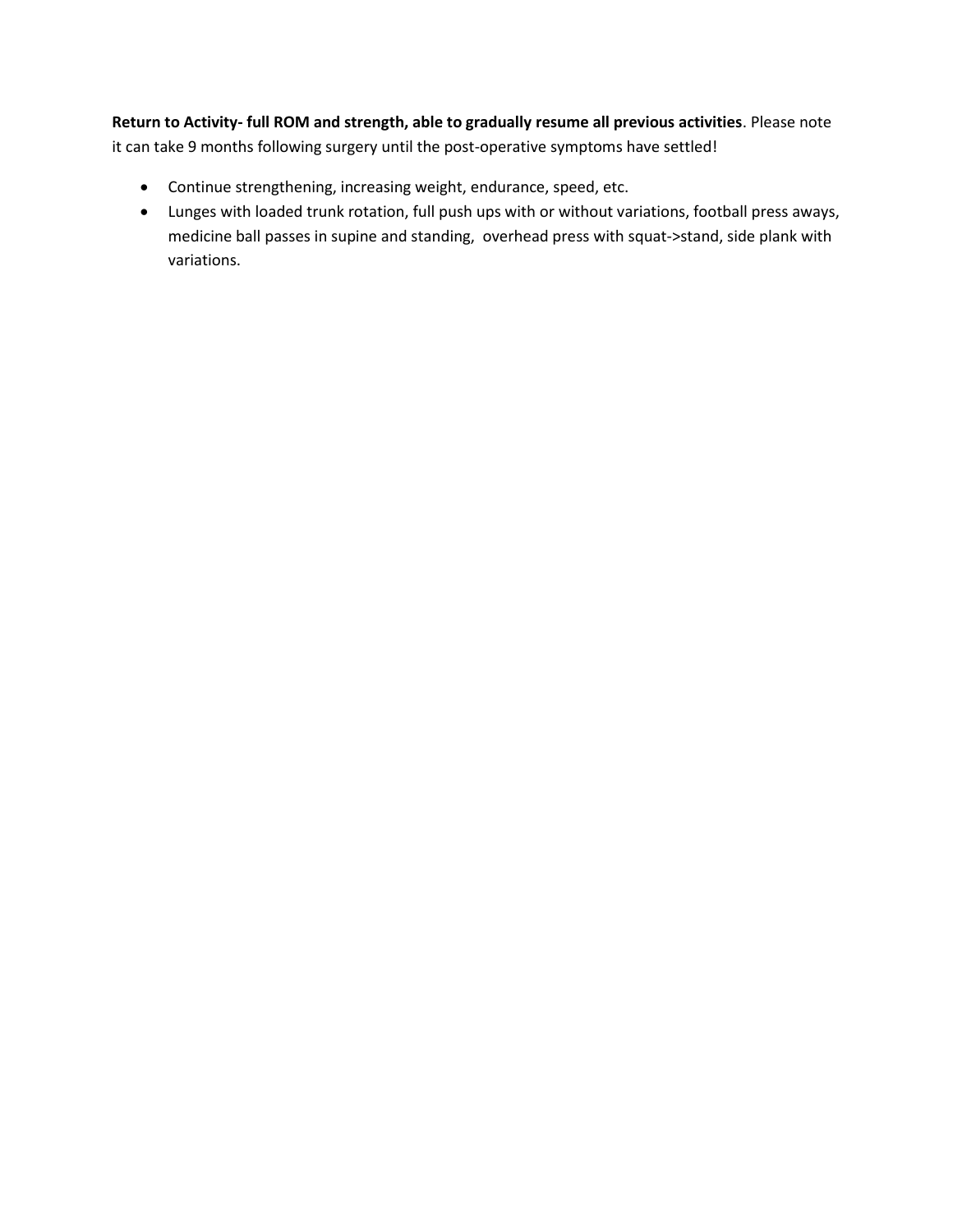**Return to Activity- full ROM and strength, able to gradually resume all previous activities**. Please note it can take 9 months following surgery until the post-operative symptoms have settled!

- Continue strengthening, increasing weight, endurance, speed, etc.
- Lunges with loaded trunk rotation, full push ups with or without variations, football press aways, medicine ball passes in supine and standing, overhead press with squat->stand, side plank with variations.